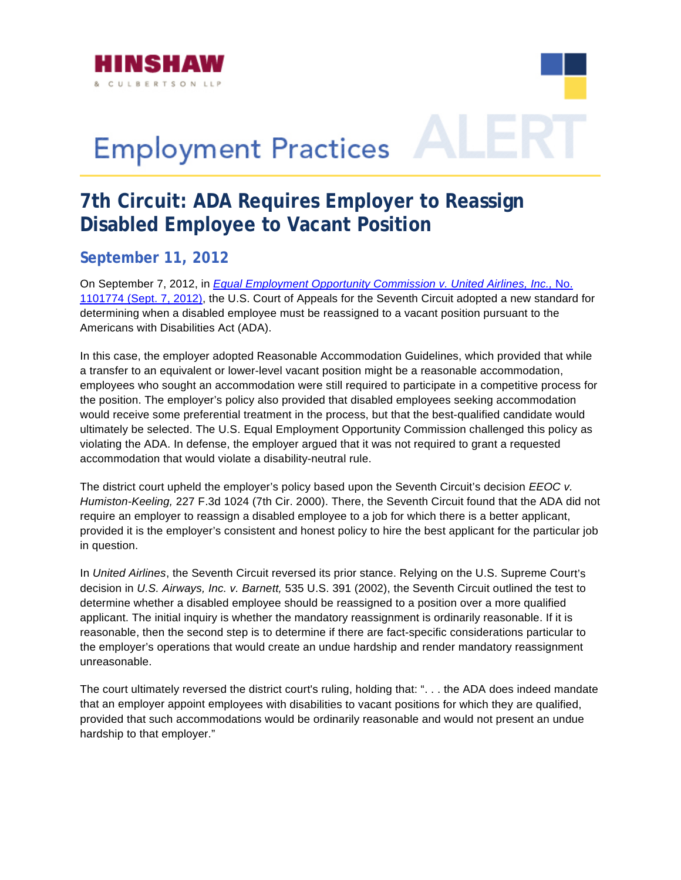HINSHAW & CULBERTSON LLP

# Employment Practices ALERT

## 7th Circuit: ADA Requires Employer to Reassign Disabled Employee to Vacant Position

### September 11, 2012

On September 7, 2012, in *Equal Employment Opportunity Commission v. United Airlines, Inc.*, No. 1101774 (Sept. 7, 2012), the U.S. Court of Appeals for the Seventh Circuit adopted a new standard for determining when a disabled employee must be reassigned to a vacant position pursuant to the Americans with Disabilities Act (ADA).

In this case, the employer adopted Reasonable Accommodation Guidelines, which provided that while a transfer to an equivalent or lower-level vacant position might be a reasonable accommodation, employees who sought an accommodation were still required to participate in a competitive process for the position. The employer's policy also provided that disabled employees seeking accommodation would receive some preferential treatment in the process, but that the best-qualified candidate would ultimately be selected. The U.S. Equal Employment Opportunity Commission challenged this policy as violating the ADA. In defense, the employer argued that it was not required to grant a requested accommodation that would violate a disability-neutral rule.

The district court upheld the employer's policy based upon the Seventh Circuit's decision *EEOC v. Humiston-Keeling,* 227 F.3d 1024 (7th Cir. 2000). There, the Seventh Circuit found that the ADA did not require an employer to reassign a disabled employee to a job for which there is a better applicant, provided it is the employer's consistent and honest policy to hire the best applicant for the particular job in question.

In *United Airlines*, the Seventh Circuit reversed its prior stance. Relying on the U.S. Supreme Court's decision in *U.S. Airways, Inc. v. Barnett,* 535 U.S. 391 (2002), the Seventh Circuit outlined the test to determine whether a disabled employee should be reassigned to a position over a more qualified applicant. The initial inquiry is whether the mandatory reassignment is ordinarily reasonable. If it is reasonable, then the second step is to determine if there are fact-specific considerations particular to the employer's operations that would create an undue hardship and render mandatory reassignment unreasonable.

The court ultimately reversed the district court's ruling, holding that: ". . . the ADA does indeed mandate that an employer appoint employees with disabilities to vacant positions for which they are qualified, provided that such accommodations would be ordinarily reasonable and would not present an undue hardship to that employer."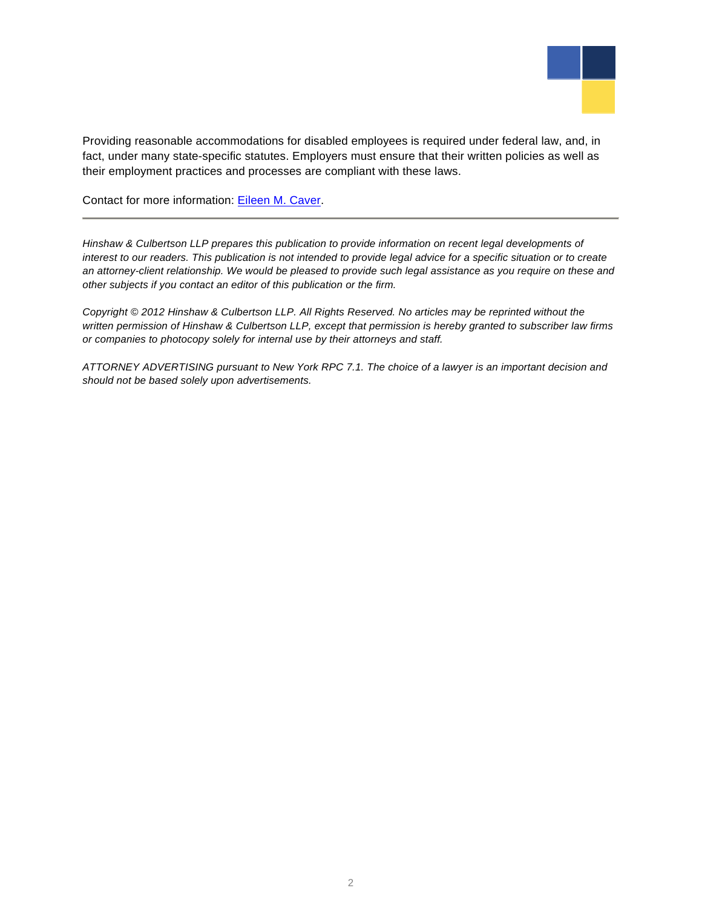Providing reasonable accommodations for disabled employees is required under federal law, and, in fact, under many state-specific statutes. Employers must ensure that their written policies as well as their employment practices and processes are compliant with these laws.

Contact for more information: Eileen M. Caver.

---

*Hinshaw & Culbertson LLP prepares this publication to provide information on recent legal developments of interest to our readers. This publication is not intended to provide legal advice for a specific situation or to create an attorney-client relationship. We would be pleased to provide such legal assistance as you require on these and other subjects if you contact an editor of this publication or the firm.*

*Copyright © 2012 Hinshaw & Culbertson LLP. All Rights Reserved. No articles may be reprinted without the written permission of Hinshaw & Culbertson LLP, except that permission is hereby granted to subscriber law firms or companies to photocopy solely for internal use by their attorneys and staff.*

*ATTORNEY ADVERTISING pursuant to New York RPC 7.1. The choice of a lawyer is an important decision and should not be based solely upon advertisements.*